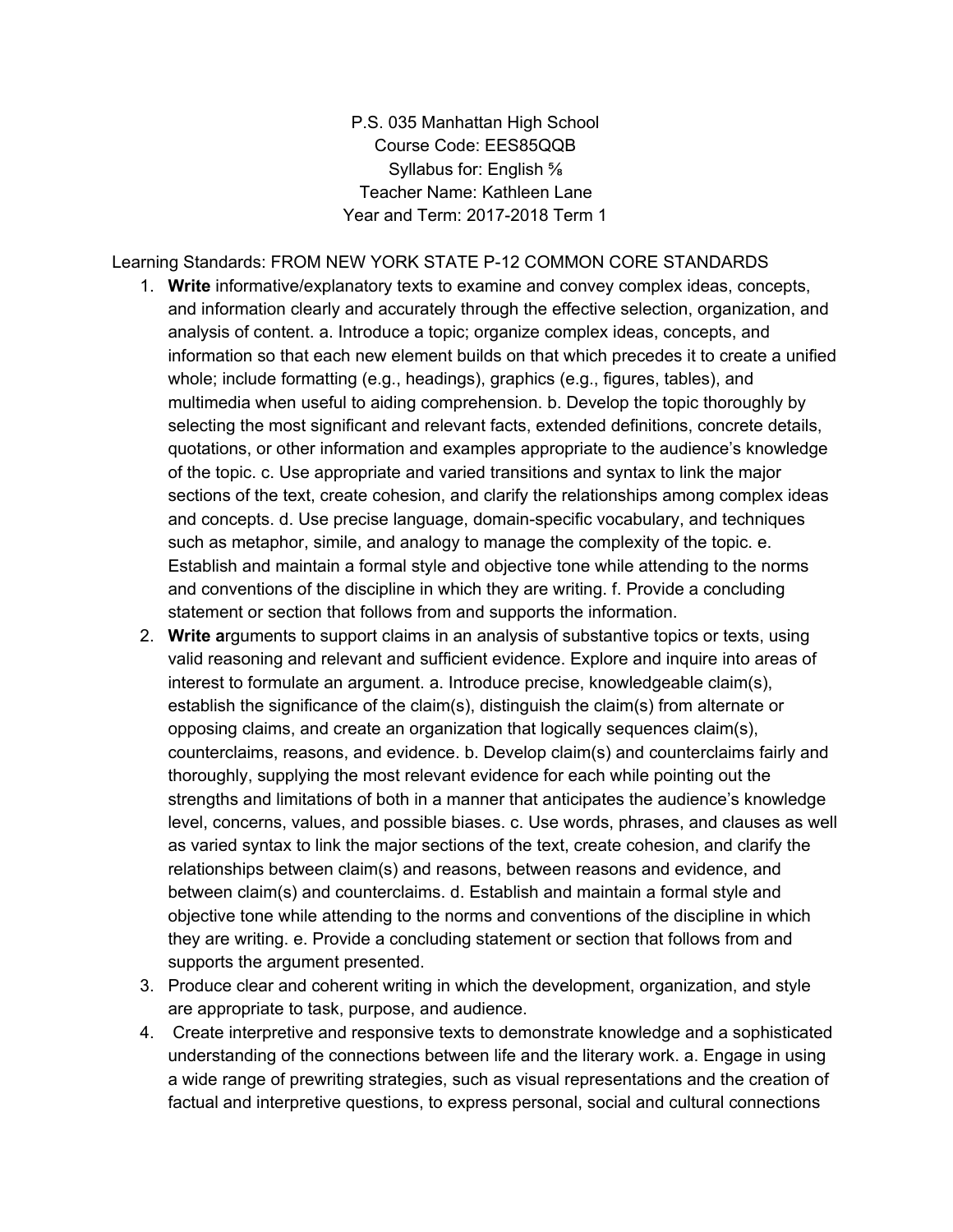P.S. 035 Manhattan High School
Course Code: EES85QQB
Syllabus for: English ⅝
Teacher Name: Kathleen Lane
Year and Term: 2017-2018 Term 1

Learning Standards: FROM NEW YORK STATE P-12 COMMON CORE STANDARDS

1. **Write** informative/explanatory texts to examine and convey complex ideas, concepts, and information clearly and accurately through the effective selection, organization, and analysis of content. a. Introduce a topic; organize complex ideas, concepts, and information so that each new element builds on that which precedes it to create a unified whole; include formatting (e.g., headings), graphics (e.g., figures, tables), and multimedia when useful to aiding comprehension. b. Develop the topic thoroughly by selecting the most significant and relevant facts, extended definitions, concrete details, quotations, or other information and examples appropriate to the audience's knowledge of the topic. c. Use appropriate and varied transitions and syntax to link the major sections of the text, create cohesion, and clarify the relationships among complex ideas and concepts. d. Use precise language, domain-specific vocabulary, and techniques such as metaphor, simile, and analogy to manage the complexity of the topic. e. Establish and maintain a formal style and objective tone while attending to the norms and conventions of the discipline in which they are writing. f. Provide a concluding statement or section that follows from and supports the information.
2. **Write a**rguments to support claims in an analysis of substantive topics or texts, using valid reasoning and relevant and sufficient evidence. Explore and inquire into areas of interest to formulate an argument. a. Introduce precise, knowledgeable claim(s), establish the significance of the claim(s), distinguish the claim(s) from alternate or opposing claims, and create an organization that logically sequences claim(s), counterclaims, reasons, and evidence. b. Develop claim(s) and counterclaims fairly and thoroughly, supplying the most relevant evidence for each while pointing out the strengths and limitations of both in a manner that anticipates the audience's knowledge level, concerns, values, and possible biases. c. Use words, phrases, and clauses as well as varied syntax to link the major sections of the text, create cohesion, and clarify the relationships between claim(s) and reasons, between reasons and evidence, and between claim(s) and counterclaims. d. Establish and maintain a formal style and objective tone while attending to the norms and conventions of the discipline in which they are writing. e. Provide a concluding statement or section that follows from and supports the argument presented.
3. Produce clear and coherent writing in which the development, organization, and style are appropriate to task, purpose, and audience.
4. Create interpretive and responsive texts to demonstrate knowledge and a sophisticated understanding of the connections between life and the literary work. a. Engage in using a wide range of prewriting strategies, such as visual representations and the creation of factual and interpretive questions, to express personal, social and cultural connections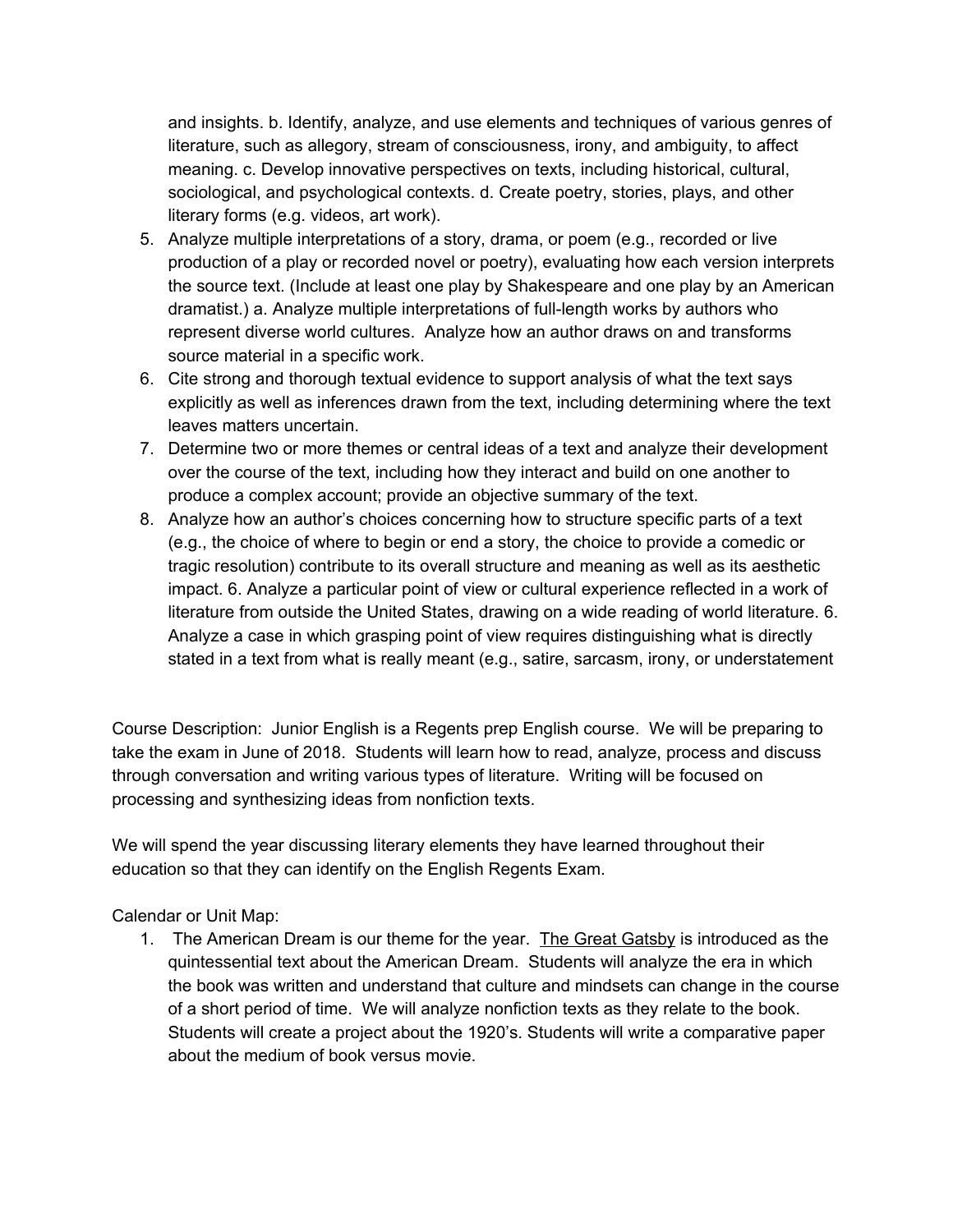and insights. b. Identify, analyze, and use elements and techniques of various genres of literature, such as allegory, stream of consciousness, irony, and ambiguity, to affect meaning. c. Develop innovative perspectives on texts, including historical, cultural, sociological, and psychological contexts. d. Create poetry, stories, plays, and other literary forms (e.g. videos, art work).

5. Analyze multiple interpretations of a story, drama, or poem (e.g., recorded or live production of a play or recorded novel or poetry), evaluating how each version interprets the source text. (Include at least one play by Shakespeare and one play by an American dramatist.) a. Analyze multiple interpretations of full-length works by authors who represent diverse world cultures. Analyze how an author draws on and transforms source material in a specific work.
6. Cite strong and thorough textual evidence to support analysis of what the text says explicitly as well as inferences drawn from the text, including determining where the text leaves matters uncertain.
7. Determine two or more themes or central ideas of a text and analyze their development over the course of the text, including how they interact and build on one another to produce a complex account; provide an objective summary of the text.
8. Analyze how an author's choices concerning how to structure specific parts of a text (e.g., the choice of where to begin or end a story, the choice to provide a comedic or tragic resolution) contribute to its overall structure and meaning as well as its aesthetic impact. 6. Analyze a particular point of view or cultural experience reflected in a work of literature from outside the United States, drawing on a wide reading of world literature. 6. Analyze a case in which grasping point of view requires distinguishing what is directly stated in a text from what is really meant (e.g., satire, sarcasm, irony, or understatement

Course Description: Junior English is a Regents prep English course. We will be preparing to take the exam in June of 2018. Students will learn how to read, analyze, process and discuss through conversation and writing various types of literature. Writing will be focused on processing and synthesizing ideas from nonfiction texts.

We will spend the year discussing literary elements they have learned throughout their education so that they can identify on the English Regents Exam.

Calendar or Unit Map:

1. The American Dream is our theme for the year. The Great Gatsby is introduced as the quintessential text about the American Dream. Students will analyze the era in which the book was written and understand that culture and mindsets can change in the course of a short period of time. We will analyze nonfiction texts as they relate to the book. Students will create a project about the 1920's. Students will write a comparative paper about the medium of book versus movie.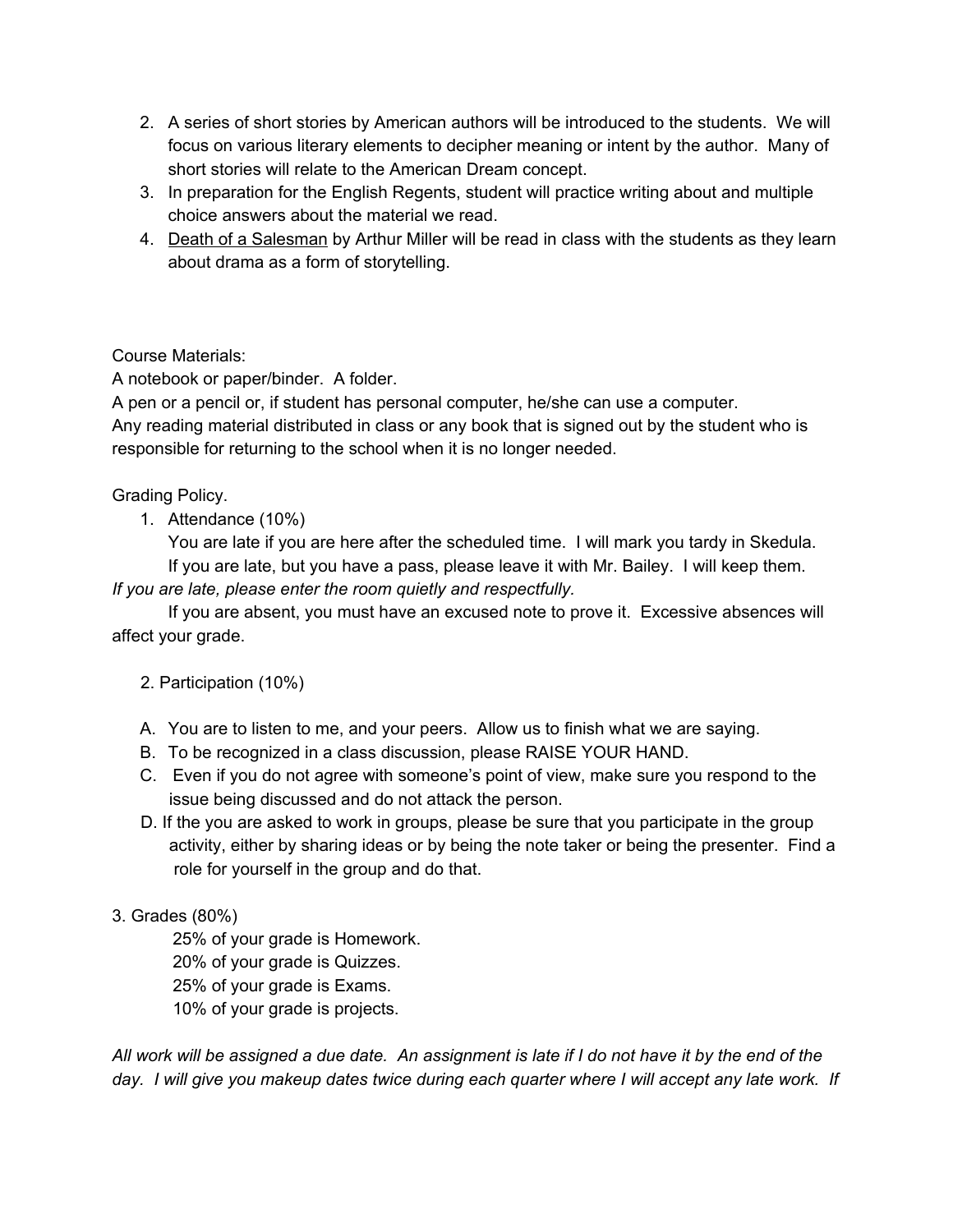2. A series of short stories by American authors will be introduced to the students. We will focus on various literary elements to decipher meaning or intent by the author. Many of short stories will relate to the American Dream concept.
3. In preparation for the English Regents, student will practice writing about and multiple choice answers about the material we read.
4. <u>Death of a Salesman</u> by Arthur Miller will be read in class with the students as they learn about drama as a form of storytelling.

Course Materials:
A notebook or paper/binder. A folder.
A pen or a pencil or, if student has personal computer, he/she can use a computer.
Any reading material distributed in class or any book that is signed out by the student who is responsible for returning to the school when it is no longer needed.

Grading Policy.

1. Attendance (10%)
   You are late if you are here after the scheduled time. I will mark you tardy in Skedula. If you are late, but you have a pass, please leave it with Mr. Bailey. I will keep them.

*If you are late, please enter the room quietly and respectfully.*

If you are absent, you must have an excused note to prove it. Excessive absences will affect your grade.

2. Participation (10%)

A. You are to listen to me, and your peers. Allow us to finish what we are saying.
B. To be recognized in a class discussion, please RAISE YOUR HAND.
C. Even if you do not agree with someone's point of view, make sure you respond to the issue being discussed and do not attack the person.
D. If the you are asked to work in groups, please be sure that you participate in the group activity, either by sharing ideas or by being the note taker or being the presenter. Find a role for yourself in the group and do that.

3. Grades (80%)
   25% of your grade is Homework.
   20% of your grade is Quizzes.
   25% of your grade is Exams.
   10% of your grade is projects.

*All work will be assigned a due date. An assignment is late if I do not have it by the end of the day. I will give you makeup dates twice during each quarter where I will accept any late work. If*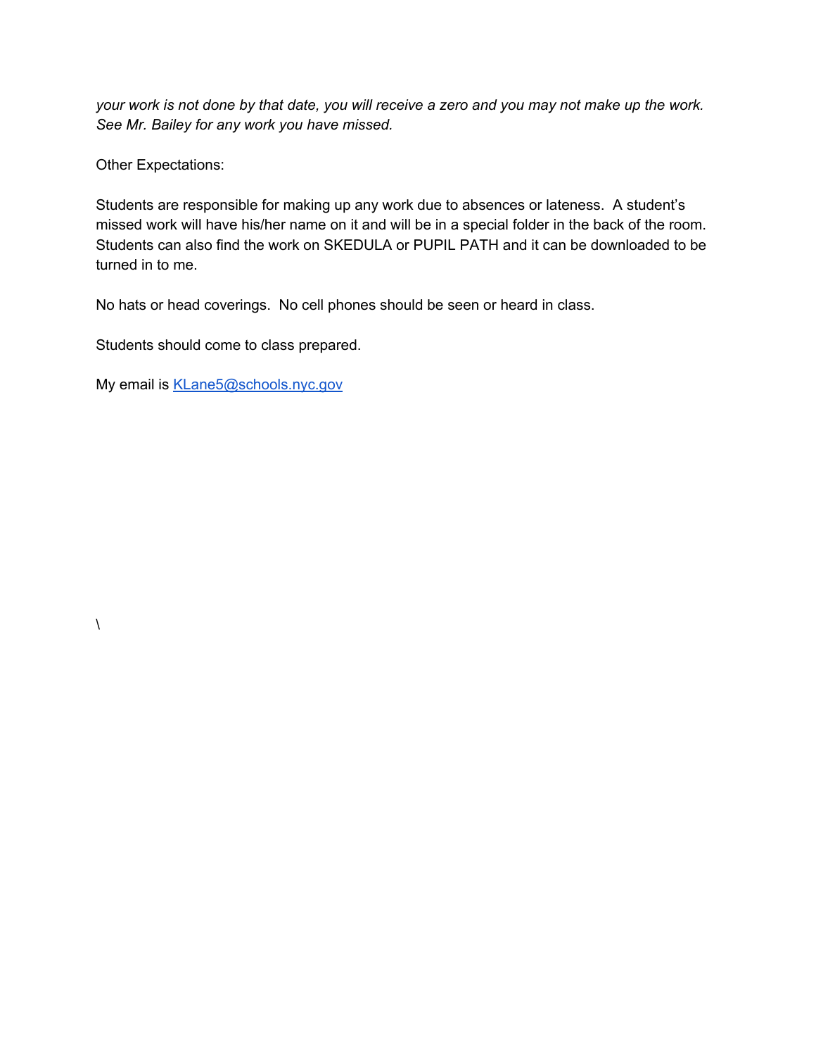*your work is not done by that date, you will receive a zero and you may not make up the work. See Mr. Bailey for any work you have missed.*

Other Expectations:

Students are responsible for making up any work due to absences or lateness. A student's missed work will have his/her name on it and will be in a special folder in the back of the room. Students can also find the work on SKEDULA or PUPIL PATH and it can be downloaded to be turned in to me.

No hats or head coverings. No cell phones should be seen or heard in class.

Students should come to class prepared.

My email is [KLane5@schools.nyc.gov](mailto:KLane5@schools.nyc.gov)

\